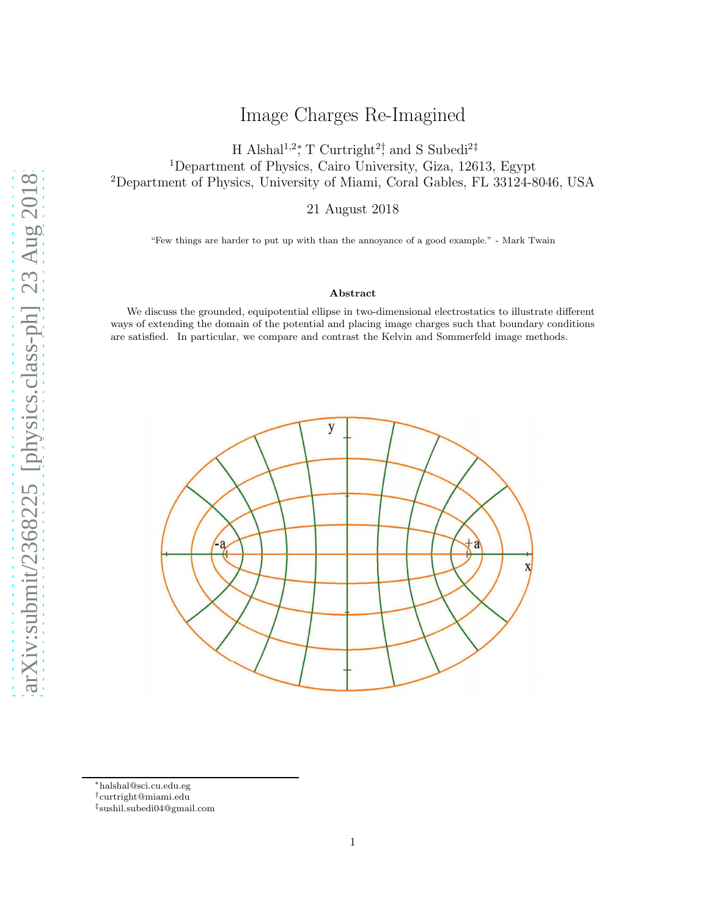# Image Charges Re-Imagined

H Alshal[1,2]*; T Curtright[2]†, and S Subedi[2]‡

[1]Department of Physics, Cairo University, Giza, 12613, Egypt

[2]Department of Physics, University of Miami, Coral Gables, FL 33124-8046, USA

21 August 2018

"Few things are harder to put up with than the annoyance of a good example." - Mark Twain

**Abstract**

We discuss the grounded, equipotential ellipse in two-dimensional electrostatics to illustrate different ways of extending the domain of the potential and placing image charges such that boundary conditions are satisfied. In particular, we compare and contrast the Kelvin and Sommerfeld image methods.

---

*halshal@sci.cu.edu.eg

†curtright@miami.edu

‡sushil.subedi04@gmail.com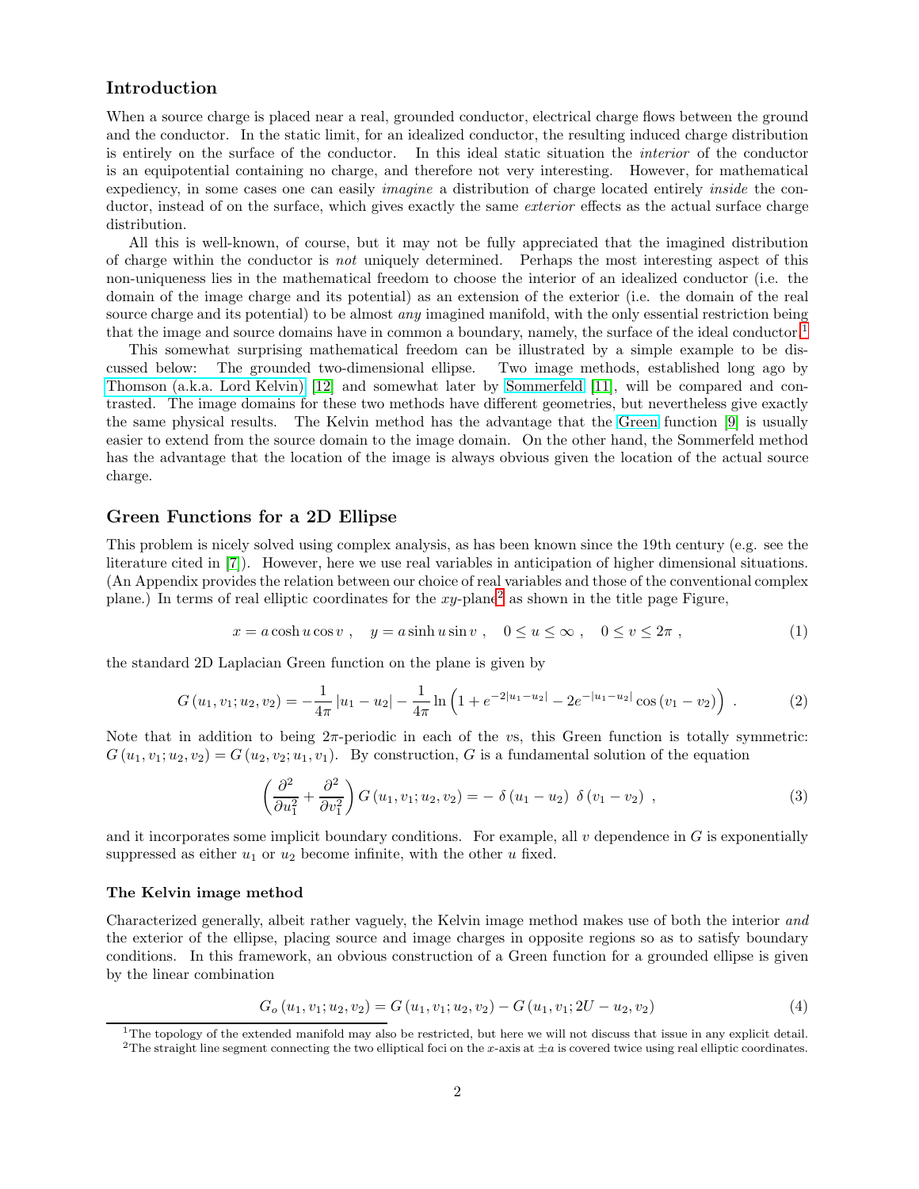## Introduction

When a source charge is placed near a real, grounded conductor, electrical charge flows between the ground and the conductor. In the static limit, for an idealized conductor, the resulting induced charge distribution is entirely on the surface of the conductor. In this ideal static situation the *interior* of the conductor is an equipotential containing no charge, and therefore not very interesting. However, for mathematical expediency, in some cases one can easily *imagine* a distribution of charge located entirely *inside* the conductor, instead of on the surface, which gives exactly the same *exterior* effects as the actual surface charge distribution.

All this is well-known, of course, but it may not be fully appreciated that the imagined distribution of charge within the conductor is *not* uniquely determined. Perhaps the most interesting aspect of this non-uniqueness lies in the mathematical freedom to choose the interior of an idealized conductor (i.e. the domain of the image charge and its potential) as an extension of the exterior (i.e. the domain of the real source charge and its potential) to be almost *any* imagined manifold, with the only essential restriction being that the image and source domains have in common a boundary, namely, the surface of the ideal conductor.[1]

This somewhat surprising mathematical freedom can be illustrated by a simple example to be discussed below: The grounded two-dimensional ellipse. Two image methods, established long ago by Thomson (a.k.a. Lord Kelvin) [12] and somewhat later by Sommerfeld [11], will be compared and contrasted. The image domains for these two methods have different geometries, but nevertheless give exactly the same physical results. The Kelvin method has the advantage that the Green function [9] is usually easier to extend from the source domain to the image domain. On the other hand, the Sommerfeld method has the advantage that the location of the image is always obvious given the location of the actual source charge.

## Green Functions for a 2D Ellipse

This problem is nicely solved using complex analysis, as has been known since the 19th century (e.g. see the literature cited in [7]). However, here we use real variables in anticipation of higher dimensional situations. (An Appendix provides the relation between our choice of real variables and those of the conventional complex plane.) In terms of real elliptic coordinates for the $xy$-plane[2] as shown in the title page Figure,

$$x = a\cosh u \cos v \ , \quad y = a \sinh u \sin v \ , \quad 0 \leq u \leq \infty \ , \quad 0 \leq v \leq 2\pi \ , \tag{1}$$

the standard 2D Laplacian Green function on the plane is given by

$$G\left(u_1, v_1; u_2, v_2\right) = -\frac{1}{4\pi}\left|u_1 - u_2\right| - \frac{1}{4\pi}\ln\left(1 + e^{-2\left|u_1 - u_2\right|} - 2e^{-\left|u_1 - u_2\right|}\cos\left(v_1 - v_2\right)\right) \ . \tag{2}$$

Note that in addition to being $2\pi$-periodic in each of the $v$s, this Green function is totally symmetric: $G\left(u_1, v_1; u_2, v_2\right) = G\left(u_2, v_2; u_1, v_1\right)$. By construction, $G$ is a fundamental solution of the equation

$$\left(\frac{\partial^2}{\partial u_1^2} + \frac{\partial^2}{\partial v_1^2}\right) G\left(u_1, v_1; u_2, v_2\right) = -\ \delta\left(u_1 - u_2\right)\ \delta\left(v_1 - v_2\right) \ , \tag{3}$$

and it incorporates some implicit boundary conditions. For example, all $v$ dependence in $G$ is exponentially suppressed as either $u_1$ or $u_2$ become infinite, with the other $u$ fixed.

### The Kelvin image method

Characterized generally, albeit rather vaguely, the Kelvin image method makes use of both the interior *and* the exterior of the ellipse, placing source and image charges in opposite regions so as to satisfy boundary conditions. In this framework, an obvious construction of a Green function for a grounded ellipse is given by the linear combination

$$G_o\left(u_1, v_1; u_2, v_2\right) = G\left(u_1, v_1; u_2, v_2\right) - G\left(u_1, v_1; 2U - u_2, v_2\right) \tag{4}$$

[1] The topology of the extended manifold may also be restricted, but here we will not discuss that issue in any explicit detail.

[2] The straight line segment connecting the two elliptical foci on the $x$-axis at $\pm a$ is covered twice using real elliptic coordinates.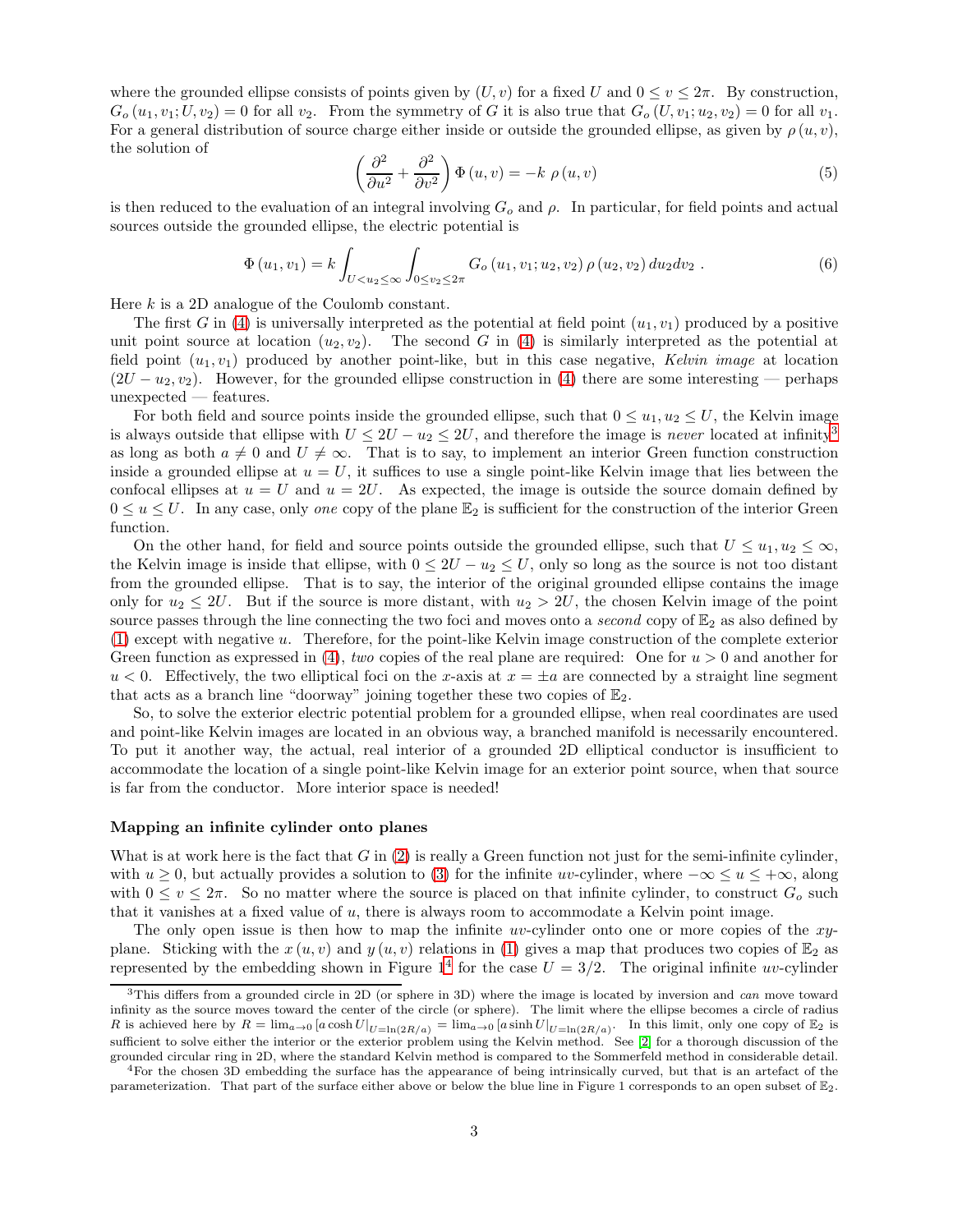where the grounded ellipse consists of points given by $(U, v)$ for a fixed $U$ and $0 \leq v \leq 2\pi$. By construction, $G_o(u_1, v_1; U, v_2) = 0$ for all $v_2$. From the symmetry of $G$ it is also true that $G_o(U, v_1; u_2, v_2) = 0$ for all $v_1$. For a general distribution of source charge either inside or outside the grounded ellipse, as given by $\rho(u, v)$, the solution of

$$\left(\frac{\partial^2}{\partial u^2} + \frac{\partial^2}{\partial v^2}\right) \Phi(u, v) = -k\ \rho(u, v) \tag{5}$$

is then reduced to the evaluation of an integral involving $G_o$ and $\rho$. In particular, for field points and actual sources outside the grounded ellipse, the electric potential is

$$\Phi(u_1, v_1) = k \int_{U < u_2 \leq \infty} \int_{0 \leq v_2 \leq 2\pi} G_o(u_1, v_1; u_2, v_2)\, \rho(u_2, v_2)\, du_2 dv_2\ . \tag{6}$$

Here $k$ is a 2D analogue of the Coulomb constant.

The first $G$ in (4) is universally interpreted as the potential at field point $(u_1, v_1)$ produced by a positive unit point source at location $(u_2, v_2)$. The second $G$ in (4) is similarly interpreted as the potential at field point $(u_1, v_1)$ produced by another point-like, but in this case negative, *Kelvin image* at location $(2U - u_2, v_2)$. However, for the grounded ellipse construction in (4) there are some interesting — perhaps unexpected — features.

For both field and source points inside the grounded ellipse, such that $0 \leq u_1, u_2 \leq U$, the Kelvin image is always outside that ellipse with $U \leq 2U - u_2 \leq 2U$, and therefore the image is *never* located at infinity[3] as long as both $a \neq 0$ and $U \neq \infty$. That is to say, to implement an interior Green function construction inside a grounded ellipse at $u = U$, it suffices to use a single point-like Kelvin image that lies between the confocal ellipses at $u = U$ and $u = 2U$. As expected, the image is outside the source domain defined by $0 \leq u \leq U$. In any case, only *one* copy of the plane $\mathbb{E}_2$ is sufficient for the construction of the interior Green function.

On the other hand, for field and source points outside the grounded ellipse, such that $U \leq u_1, u_2 \leq \infty$, the Kelvin image is inside that ellipse, with $0 \leq 2U - u_2 \leq U$, only so long as the source is not too distant from the grounded ellipse. That is to say, the interior of the original grounded ellipse contains the image only for $u_2 \leq 2U$. But if the source is more distant, with $u_2 > 2U$, the chosen Kelvin image of the point source passes through the line connecting the two foci and moves onto a *second* copy of $\mathbb{E}_2$ as also defined by (1) except with negative $u$. Therefore, for the point-like Kelvin image construction of the complete exterior Green function as expressed in (4), *two* copies of the real plane are required: One for $u > 0$ and another for $u < 0$. Effectively, the two elliptical foci on the $x$-axis at $x = \pm a$ are connected by a straight line segment that acts as a branch line "doorway" joining together these two copies of $\mathbb{E}_2$.

So, to solve the exterior electric potential problem for a grounded ellipse, when real coordinates are used and point-like Kelvin images are located in an obvious way, a branched manifold is necessarily encountered. To put it another way, the actual, real interior of a grounded 2D elliptical conductor is insufficient to accommodate the location of a single point-like Kelvin image for an exterior point source, when that source is far from the conductor. More interior space is needed!

### Mapping an infinite cylinder onto planes

What is at work here is the fact that $G$ in (2) is really a Green function not just for the semi-infinite cylinder, with $u \geq 0$, but actually provides a solution to (3) for the infinite $uv$-cylinder, where $-\infty \leq u \leq +\infty$, along with $0 \leq v \leq 2\pi$. So no matter where the source is placed on that infinite cylinder, to construct $G_o$ such that it vanishes at a fixed value of $u$, there is always room to accommodate a Kelvin point image.

The only open issue is then how to map the infinite $uv$-cylinder onto one or more copies of the $xy$-plane. Sticking with the $x(u, v)$ and $y(u, v)$ relations in (1) gives a map that produces two copies of $\mathbb{E}_2$ as represented by the embedding shown in Figure 1[4] for the case $U = 3/2$. The original infinite $uv$-cylinder

[3] This differs from a grounded circle in 2D (or sphere in 3D) where the image is located by inversion and *can* move toward infinity as the source moves toward the center of the circle (or sphere). The limit where the ellipse becomes a circle of radius $R$ is achieved here by $R = \lim_{a \to 0} \left[a \cosh U\right|_{U = \ln(2R/a)} = \lim_{a \to 0} \left[a \sinh U\right|_{U = \ln(2R/a)}$. In this limit, only one copy of $\mathbb{E}_2$ is sufficient to solve either the interior or the exterior problem using the Kelvin method. See [2] for a thorough discussion of the grounded circular ring in 2D, where the standard Kelvin method is compared to the Sommerfeld method in considerable detail.

[4] For the chosen 3D embedding the surface has the appearance of being intrinsically curved, but that is an artefact of the parameterization. That part of the surface either above or below the blue line in Figure 1 corresponds to an open subset of $\mathbb{E}_2$.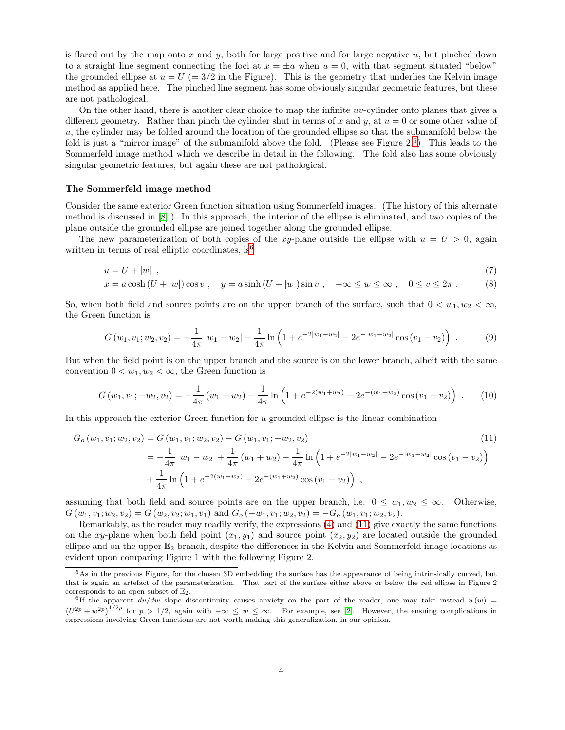is flared out by the map onto $x$ and $y$, both for large positive and for large negative $u$, but pinched down to a straight line segment connecting the foci at $x = \pm a$ when $u = 0$, with that segment situated "below" the grounded ellipse at $u = U$ ($= 3/2$ in the Figure). This is the geometry that underlies the Kelvin image method as applied here. The pinched line segment has some obviously singular geometric features, but these are not pathological.

On the other hand, there is another clear choice to map the infinite $uv$-cylinder onto planes that gives a different geometry. Rather than pinch the cylinder shut in terms of $x$ and $y$, at $u = 0$ or some other value of $u$, the cylinder may be folded around the location of the grounded ellipse so that the submanifold below the fold is just a "mirror image" of the submanifold above the fold. (Please see Figure 2.[5]) This leads to the Sommerfeld image method which we describe in detail in the following. The fold also has some obviously singular geometric features, but again these are not pathological.

**The Sommerfeld image method**

Consider the same exterior Green function situation using Sommerfeld images. (The history of this alternate method is discussed in [8].) In this approach, the interior of the ellipse is eliminated, and two copies of the plane outside the grounded ellipse are joined together along the grounded ellipse.

The new parameterization of both copies of the $xy$-plane outside the ellipse with $u = U > 0$, again written in terms of real elliptic coordinates, is[6]

$$u = U + |w| \ , \tag{7}$$

$$x = a\cosh\left(U + |w|\right)\cos v \ , \quad y = a\sinh\left(U + |w|\right)\sin v \ , \quad -\infty \leq w \leq \infty \ , \quad 0 \leq v \leq 2\pi \ . \tag{8}$$

So, when both field and source points are on the upper branch of the surface, such that $0 < w_1, w_2 < \infty$, the Green function is

$$G\left(w_1, v_1; w_2, v_2\right) = -\frac{1}{4\pi}\left|w_1 - w_2\right| - \frac{1}{4\pi}\ln\left(1 + e^{-2|w_1 - w_2|} - 2e^{-|w_1 - w_2|}\cos\left(v_1 - v_2\right)\right) \ . \tag{9}$$

But when the field point is on the upper branch and the source is on the lower branch, albeit with the same convention $0 < w_1, w_2 < \infty$, the Green function is

$$G\left(w_1, v_1; -w_2, v_2\right) = -\frac{1}{4\pi}\left(w_1 + w_2\right) - \frac{1}{4\pi}\ln\left(1 + e^{-2(w_1 + w_2)} - 2e^{-(w_1 + w_2)}\cos\left(v_1 - v_2\right)\right) \ . \tag{10}$$

In this approach the exterior Green function for a grounded ellipse is the linear combination

$$\begin{aligned} G_o\left(w_1, v_1; w_2, v_2\right) &= G\left(w_1, v_1; w_2, v_2\right) - G\left(w_1, v_1; -w_2, v_2\right) \\ &= -\frac{1}{4\pi}\left|w_1 - w_2\right| + \frac{1}{4\pi}\left(w_1 + w_2\right) - \frac{1}{4\pi}\ln\left(1 + e^{-2|w_1 - w_2|} - 2e^{-|w_1 - w_2|}\cos\left(v_1 - v_2\right)\right) \\ &\quad + \frac{1}{4\pi}\ln\left(1 + e^{-2(w_1 + w_2)} - 2e^{-(w_1 + w_2)}\cos\left(v_1 - v_2\right)\right) \ , \end{aligned} \tag{11}$$

assuming that both field and source points are on the upper branch, i.e. $0 \leq w_1, w_2 \leq \infty$. Otherwise, $G\left(w_1, v_1; w_2, v_2\right) = G\left(w_2, v_2; w_1, v_1\right)$ and $G_o\left(-w_1, v_1; w_2, v_2\right) = -G_o\left(w_1, v_1; w_2, v_2\right)$.

Remarkably, as the reader may readily verify, the expressions (4) and (11) give exactly the same functions on the $xy$-plane when both field point $\left(x_1, y_1\right)$ and source point $\left(x_2, y_2\right)$ are located outside the grounded ellipse and on the upper $\mathbb{E}_2$ branch, despite the differences in the Kelvin and Sommerfeld image locations as evident upon comparing Figure 1 with the following Figure 2.

---

[5] As in the previous Figure, for the chosen 3D embedding the surface has the appearance of being intrinsically curved, but that is again an artefact of the parameterization. That part of the surface either above or below the red ellipse in Figure 2 corresponds to an open subset of $\mathbb{E}_2$.

[6] If the apparent $du/dw$ slope discontinuity causes anxiety on the part of the reader, one may take instead $u(w) = \left(U^{2p} + w^{2p}\right)^{1/2p}$ for $p > 1/2$, again with $-\infty \leq w \leq \infty$. For example, see [2]. However, the ensuing complications in expressions involving Green functions are not worth making this generalization, in our opinion.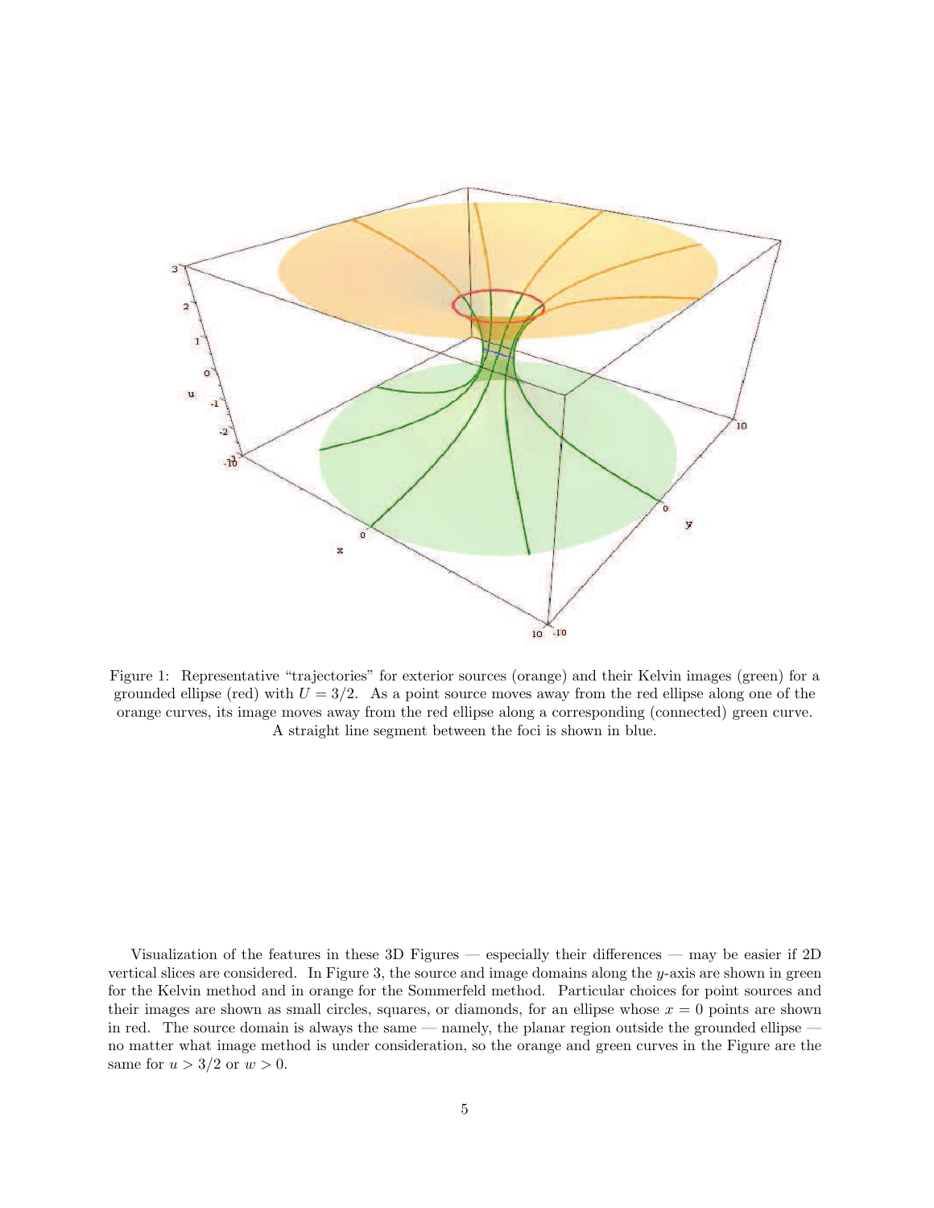Figure 1: Representative "trajectories" for exterior sources (orange) and their Kelvin images (green) for a grounded ellipse (red) with $U = 3/2$. As a point source moves away from the red ellipse along one of the orange curves, its image moves away from the red ellipse along a corresponding (connected) green curve. A straight line segment between the foci is shown in blue.

Visualization of the features in these 3D Figures — especially their differences — may be easier if 2D vertical slices are considered. In Figure 3, the source and image domains along the $y$-axis are shown in green for the Kelvin method and in orange for the Sommerfeld method. Particular choices for point sources and their images are shown as small circles, squares, or diamonds, for an ellipse whose $x = 0$ points are shown in red. The source domain is always the same — namely, the planar region outside the grounded ellipse — no matter what image method is under consideration, so the orange and green curves in the Figure are the same for $u > 3/2$ or $w > 0$.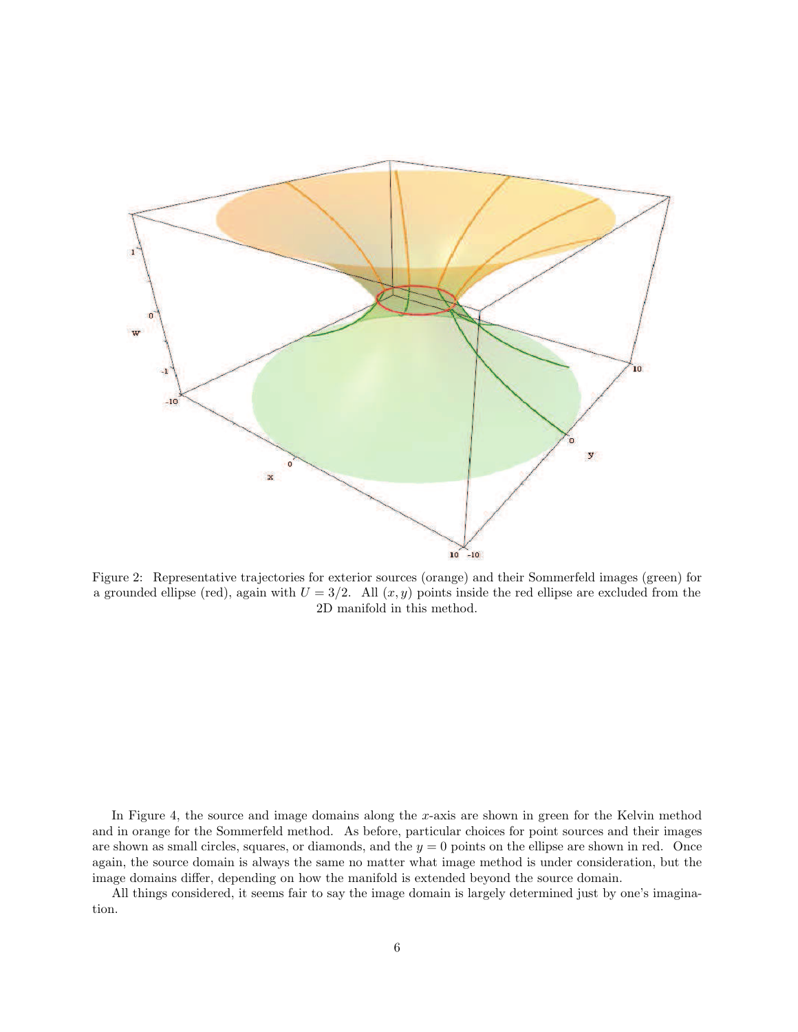Figure 2: Representative trajectories for exterior sources (orange) and their Sommerfeld images (green) for a grounded ellipse (red), again with $U = 3/2$. All $(x, y)$ points inside the red ellipse are excluded from the 2D manifold in this method.

In Figure 4, the source and image domains along the $x$-axis are shown in green for the Kelvin method and in orange for the Sommerfeld method. As before, particular choices for point sources and their images are shown as small circles, squares, or diamonds, and the $y = 0$ points on the ellipse are shown in red. Once again, the source domain is always the same no matter what image method is under consideration, but the image domains differ, depending on how the manifold is extended beyond the source domain.

All things considered, it seems fair to say the image domain is largely determined just by one's imagination.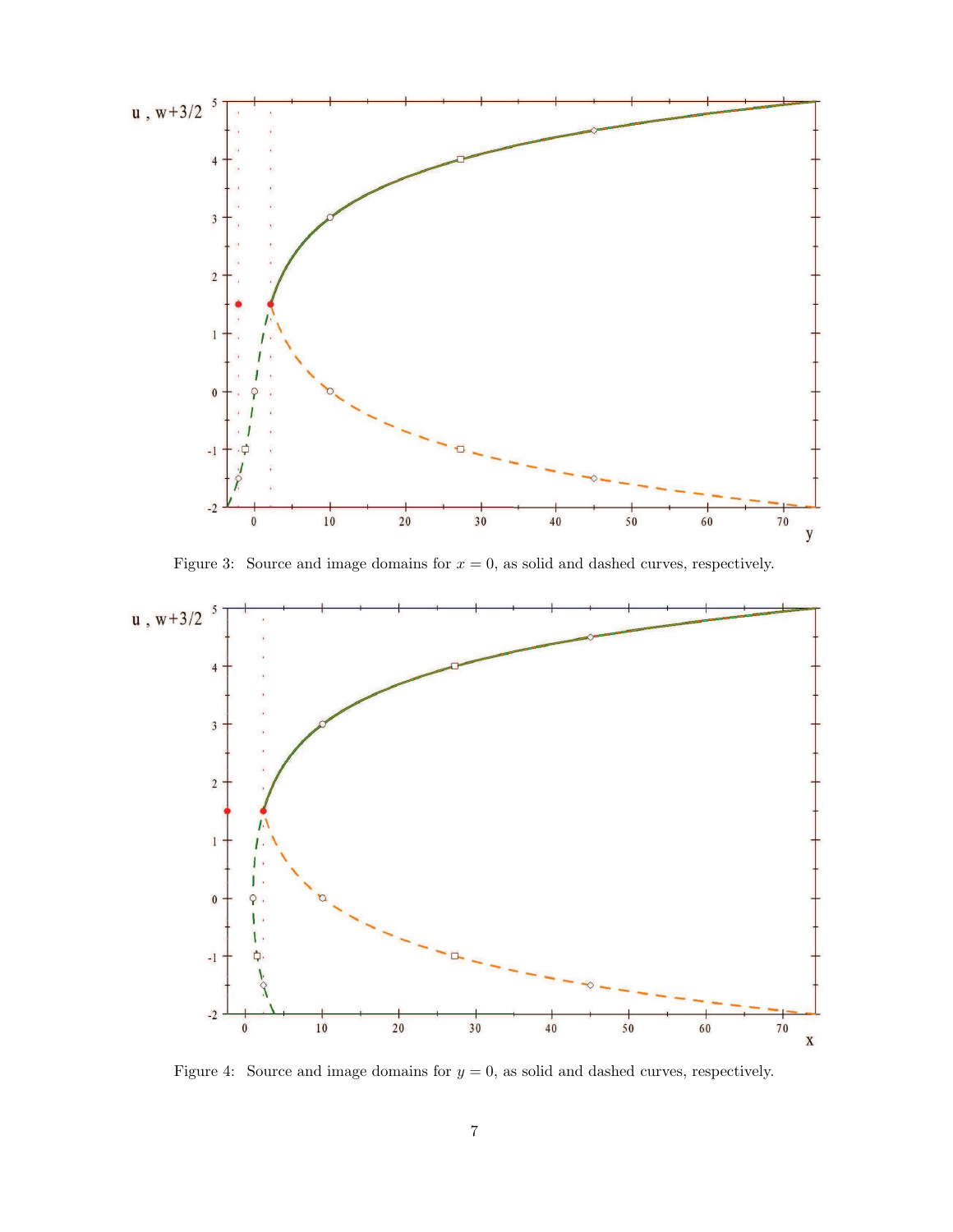Figure 3: Source and image domains for $x = 0$, as solid and dashed curves, respectively.

Figure 4: Source and image domains for $y = 0$, as solid and dashed curves, respectively.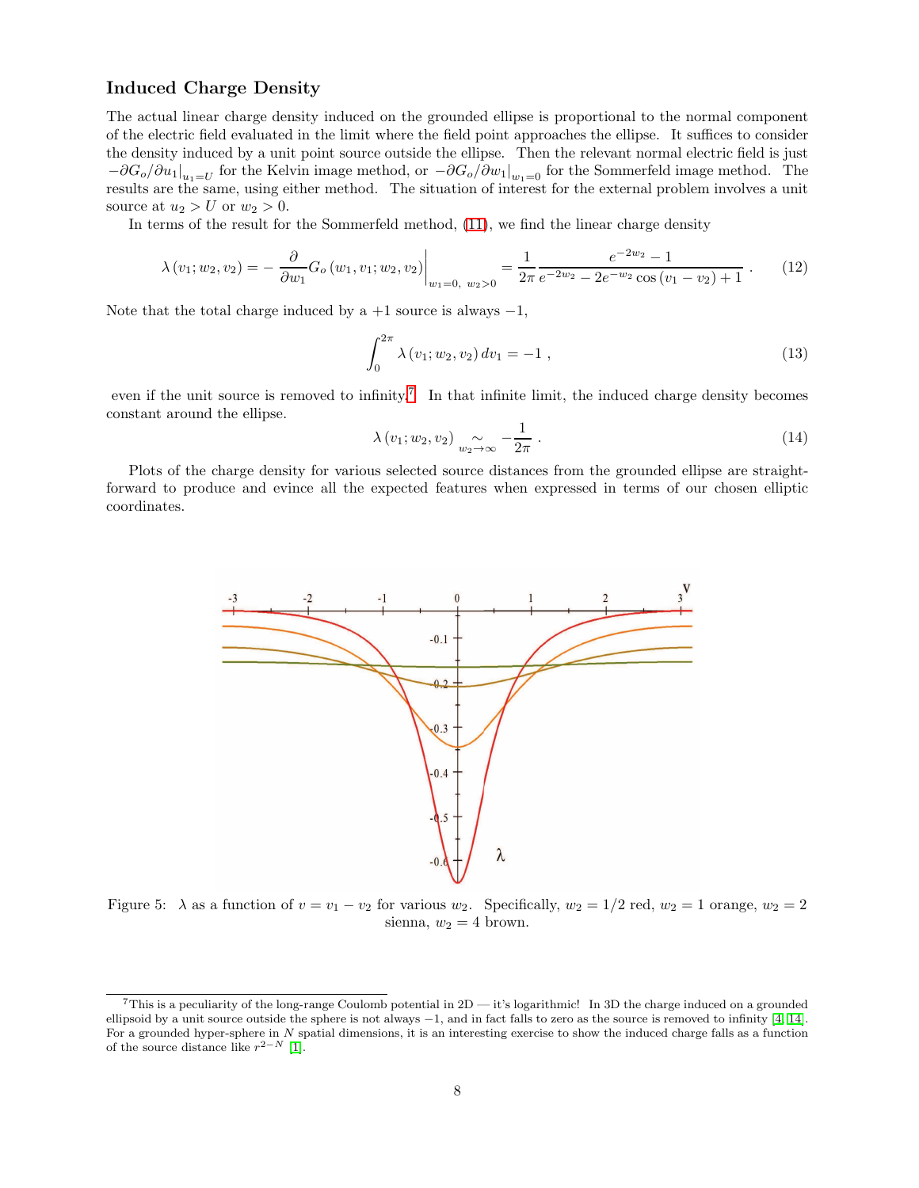### Induced Charge Density

The actual linear charge density induced on the grounded ellipse is proportional to the normal component of the electric field evaluated in the limit where the field point approaches the ellipse. It suffices to consider the density induced by a unit point source outside the ellipse. Then the relevant normal electric field is just $-\partial G_o/\partial u_1|_{u_1=U}$ for the Kelvin image method, or $-\partial G_o/\partial w_1|_{w_1=0}$ for the Sommerfeld image method. The results are the same, using either method. The situation of interest for the external problem involves a unit source at $u_2 > U$ or $w_2 > 0$.

In terms of the result for the Sommerfeld method, (11), we find the linear charge density

$$\lambda\left(v_1; w_2, v_2\right) = -\left.\frac{\partial}{\partial w_1} G_o\left(w_1, v_1; w_2, v_2\right)\right|_{w_1=0,\ w_2>0} = \frac{1}{2\pi}\frac{e^{-2w_2}-1}{e^{-2w_2}-2e^{-w_2}\cos\left(v_1-v_2\right)+1}\ . \tag{12}$$

Note that the total charge induced by a $+1$ source is always $-1$,

$$\int_0^{2\pi} \lambda\left(v_1; w_2, v_2\right) dv_1 = -1\ , \tag{13}$$

even if the unit source is removed to infinity.[7] In that infinite limit, the induced charge density becomes constant around the ellipse.

$$\lambda\left(v_1; w_2, v_2\right) \underset{w_2\to\infty}{\sim} -\frac{1}{2\pi}\ . \tag{14}$$

Plots of the charge density for various selected source distances from the grounded ellipse are straightforward to produce and evince all the expected features when expressed in terms of our chosen elliptic coordinates.

Figure 5: $\lambda$ as a function of $v = v_1 - v_2$ for various $w_2$. Specifically, $w_2 = 1/2$ red, $w_2 = 1$ orange, $w_2 = 2$ sienna, $w_2 = 4$ brown.

[7] This is a peculiarity of the long-range Coulomb potential in 2D — it's logarithmic! In 3D the charge induced on a grounded ellipsoid by a unit source outside the sphere is not always $-1$, and in fact falls to zero as the source is removed to infinity [4, 14]. For a grounded hyper-sphere in $N$ spatial dimensions, it is an interesting exercise to show the induced charge falls as a function of the source distance like $r^{2-N}$ [1].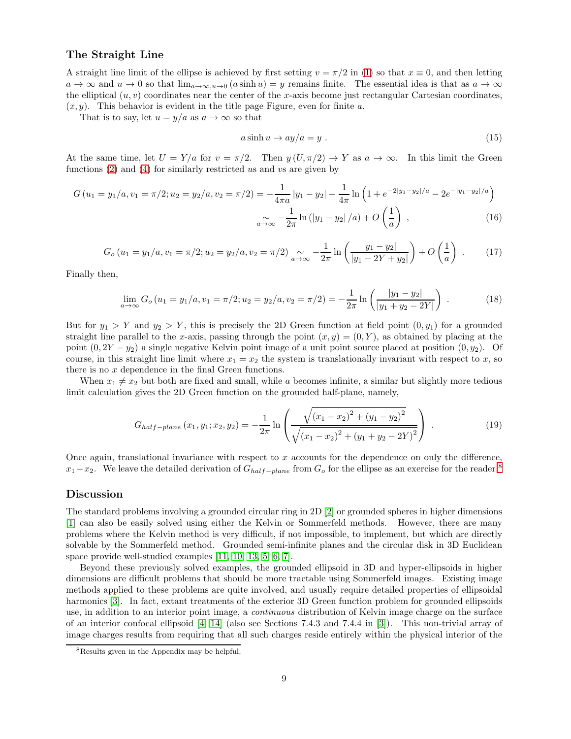## The Straight Line

A straight line limit of the ellipse is achieved by first setting $v = \pi/2$ in (1) so that $x \equiv 0$, and then letting $a \to \infty$ and $u \to 0$ so that $\lim_{a\to\infty, u\to 0} (a \sinh u) = y$ remains finite. The essential idea is that as $a \to \infty$ the elliptical $(u, v)$ coordinates near the center of the $x$-axis become just rectangular Cartesian coordinates, $(x, y)$. This behavior is evident in the title page Figure, even for finite $a$.

That is to say, let $u = y/a$ as $a \to \infty$ so that

$$a \sinh u \to ay/a = y \ . \tag{15}$$

At the same time, let $U = Y/a$ for $v = \pi/2$. Then $y(U, \pi/2) \to Y$ as $a \to \infty$. In this limit the Green functions (2) and (4) for similarly restricted $u$s and $v$s are given by

$$G(u_1 = y_1/a, v_1 = \pi/2; u_2 = y_2/a, v_2 = \pi/2) = -\frac{1}{4\pi a}|y_1 - y_2| - \frac{1}{4\pi}\ln\left(1 + e^{-2|y_1-y_2|/a} - 2e^{-|y_1-y_2|/a}\right)$$
$$\underset{a\to\infty}{\sim} -\frac{1}{2\pi}\ln\left(|y_1 - y_2|/a\right) + O\left(\frac{1}{a}\right) \ , \tag{16}$$

$$G_o(u_1 = y_1/a, v_1 = \pi/2; u_2 = y_2/a, v_2 = \pi/2) \underset{a\to\infty}{\sim} -\frac{1}{2\pi}\ln\left(\frac{|y_1 - y_2|}{|y_1 - 2Y + y_2|}\right) + O\left(\frac{1}{a}\right) \ . \tag{17}$$

Finally then,

$$\lim_{a\to\infty} G_o(u_1 = y_1/a, v_1 = \pi/2; u_2 = y_2/a, v_2 = \pi/2) = -\frac{1}{2\pi}\ln\left(\frac{|y_1 - y_2|}{|y_1 + y_2 - 2Y|}\right) \ . \tag{18}$$

But for $y_1 > Y$ and $y_2 > Y$, this is precisely the 2D Green function at field point $(0, y_1)$ for a grounded straight line parallel to the $x$-axis, passing through the point $(x, y) = (0, Y)$, as obtained by placing at the point $(0, 2Y - y_2)$ a single negative Kelvin point image of a unit point source placed at position $(0, y_2)$. Of course, in this straight line limit where $x_1 = x_2$ the system is translationally invariant with respect to $x$, so there is no $x$ dependence in the final Green functions.

When $x_1 \neq x_2$ but both are fixed and small, while $a$ becomes infinite, a similar but slightly more tedious limit calculation gives the 2D Green function on the grounded half-plane, namely,

$$G_{half-plane}(x_1, y_1; x_2, y_2) = -\frac{1}{2\pi}\ln\left(\frac{\sqrt{(x_1 - x_2)^2 + (y_1 - y_2)^2}}{\sqrt{(x_1 - x_2)^2 + (y_1 + y_2 - 2Y)^2}}\right) \ . \tag{19}$$

Once again, translational invariance with respect to $x$ accounts for the dependence on only the difference, $x_1 - x_2$. We leave the detailed derivation of $G_{half-plane}$ from $G_o$ for the ellipse as an exercise for the reader.[8]

## Discussion

The standard problems involving a grounded circular ring in 2D [2] or grounded spheres in higher dimensions [1] can also be easily solved using either the Kelvin or Sommerfeld methods. However, there are many problems where the Kelvin method is very difficult, if not impossible, to implement, but which are directly solvable by the Sommerfeld method. Grounded semi-infinite planes and the circular disk in 3D Euclidean space provide well-studied examples [11, 10, 13, 5, 6, 7].

Beyond these previously solved examples, the grounded ellipsoid in 3D and hyper-ellipsoids in higher dimensions are difficult problems that should be more tractable using Sommerfeld images. Existing image methods applied to these problems are quite involved, and usually require detailed properties of ellipsoidal harmonics [3]. In fact, extant treatments of the exterior 3D Green function problem for grounded ellipsoids use, in addition to an interior point image, a *continuous* distribution of Kelvin image charge on the surface of an interior confocal ellipsoid [4, 14] (also see Sections 7.4.3 and 7.4.4 in [3]). This non-trivial array of image charges results from requiring that all such charges reside entirely within the physical interior of the

[8] Results given in the Appendix may be helpful.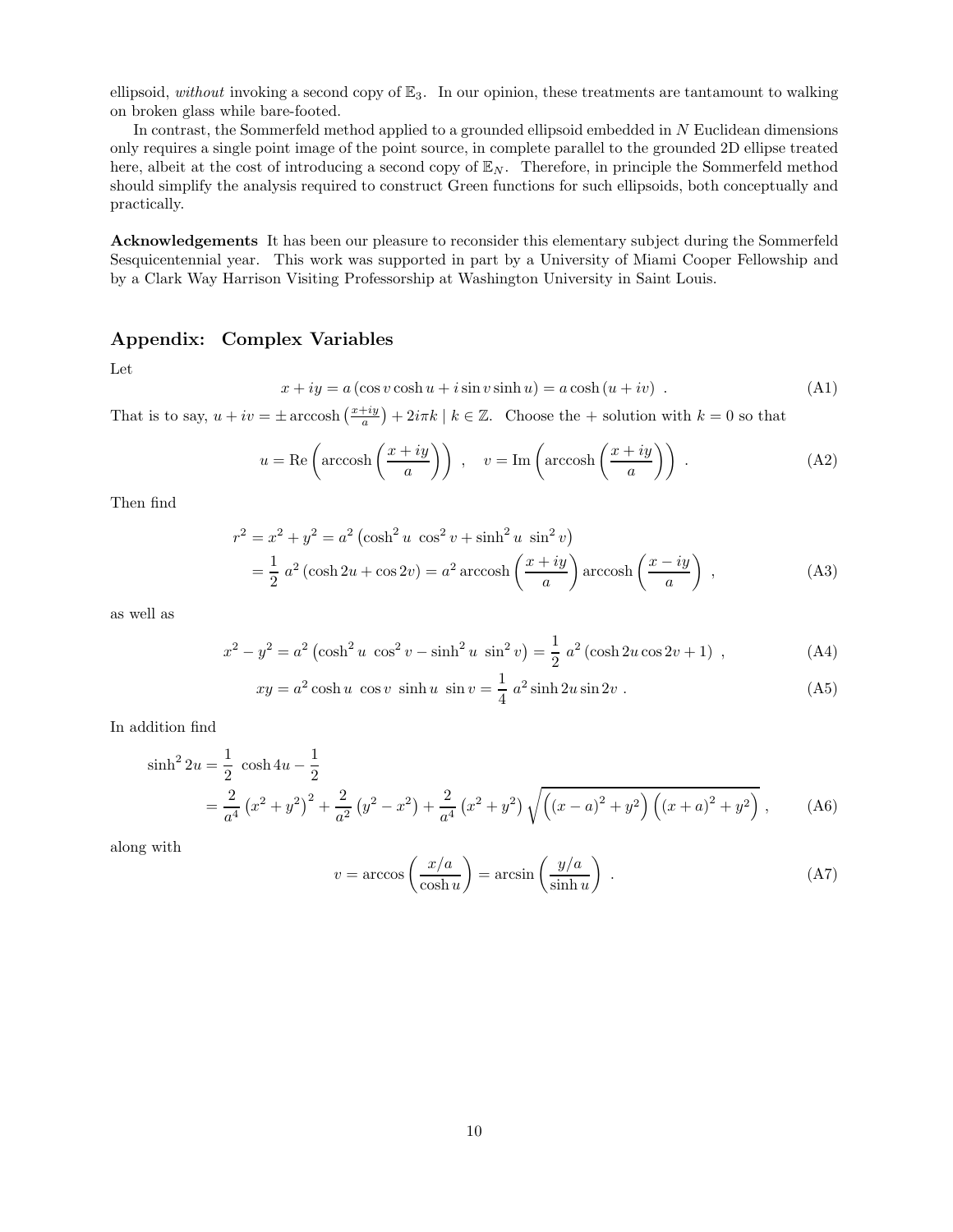ellipsoid, *without* invoking a second copy of $\mathbb{E}_3$. In our opinion, these treatments are tantamount to walking on broken glass while bare-footed.

In contrast, the Sommerfeld method applied to a grounded ellipsoid embedded in $N$ Euclidean dimensions only requires a single point image of the point source, in complete parallel to the grounded 2D ellipse treated here, albeit at the cost of introducing a second copy of $\mathbb{E}_N$. Therefore, in principle the Sommerfeld method should simplify the analysis required to construct Green functions for such ellipsoids, both conceptually and practically.

**Acknowledgements** It has been our pleasure to reconsider this elementary subject during the Sommerfeld Sesquicentennial year. This work was supported in part by a University of Miami Cooper Fellowship and by a Clark Way Harrison Visiting Professorship at Washington University in Saint Louis.

## Appendix: Complex Variables

Let

$$x + iy = a\left(\cos v \cosh u + i \sin v \sinh u\right) = a \cosh\left(u + iv\right) \ . \tag{A1}$$

That is to say, $u + iv = \pm \operatorname{arccosh}\left(\frac{x+iy}{a}\right) + 2i\pi k \mid k \in \mathbb{Z}$. Choose the $+$ solution with $k = 0$ so that

$$u = \operatorname{Re}\left(\operatorname{arccosh}\left(\frac{x+iy}{a}\right)\right) \ , \quad v = \operatorname{Im}\left(\operatorname{arccosh}\left(\frac{x+iy}{a}\right)\right) \ . \tag{A2}$$

Then find

$$\begin{aligned} r^2 = x^2 + y^2 &= a^2\left(\cosh^2 u \ \cos^2 v + \sinh^2 u \ \sin^2 v\right) \\ &= \frac{1}{2} \ a^2\left(\cosh 2u + \cos 2v\right) = a^2 \operatorname{arccosh}\left(\frac{x+iy}{a}\right) \operatorname{arccosh}\left(\frac{x-iy}{a}\right) \ , \end{aligned} \tag{A3}$$

as well as

$$x^2 - y^2 = a^2\left(\cosh^2 u \ \cos^2 v - \sinh^2 u \ \sin^2 v\right) = \frac{1}{2} \ a^2\left(\cosh 2u \cos 2v + 1\right) \ , \tag{A4}$$

$$xy = a^2 \cosh u \ \cos v \ \sinh u \ \sin v = \frac{1}{4} \ a^2 \sinh 2u \sin 2v \ . \tag{A5}$$

In addition find

$$\begin{aligned} \sinh^2 2u &= \frac{1}{2} \ \cosh 4u - \frac{1}{2} \\ &= \frac{2}{a^4}\left(x^2 + y^2\right)^2 + \frac{2}{a^2}\left(y^2 - x^2\right) + \frac{2}{a^4}\left(x^2 + y^2\right)\sqrt{\left((x-a)^2 + y^2\right)\left((x+a)^2 + y^2\right)} \ , \end{aligned} \tag{A6}$$

along with

$$v = \arccos\left(\frac{x/a}{\cosh u}\right) = \arcsin\left(\frac{y/a}{\sinh u}\right) \ . \tag{A7}$$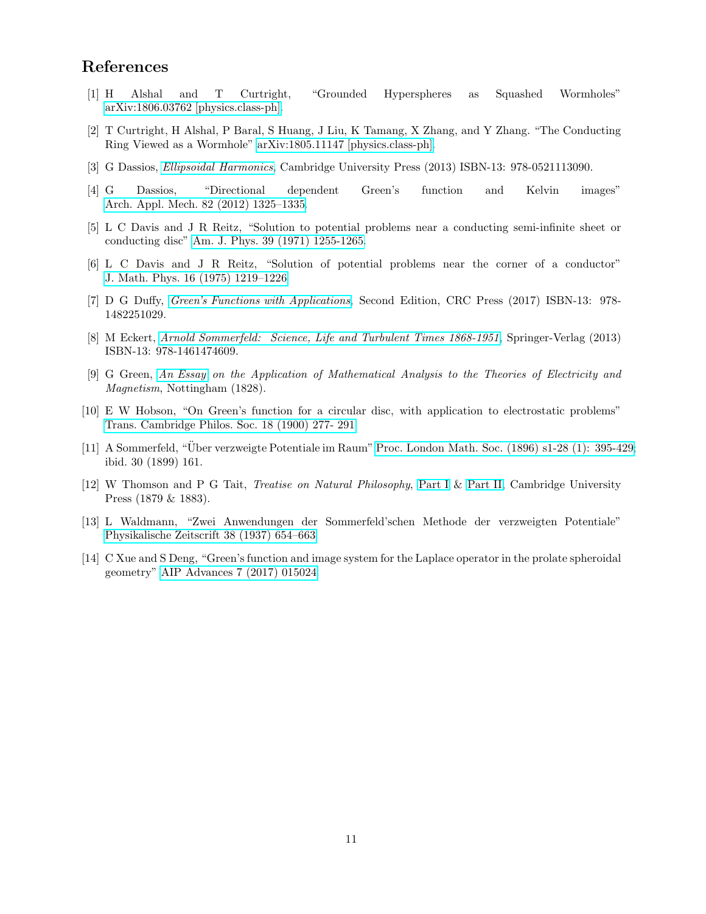## References

[1] H Alshal and T Curtright, "Grounded Hyperspheres as Squashed Wormholes" arXiv:1806.03762 [physics.class-ph].

[2] T Curtright, H Alshal, P Baral, S Huang, J Liu, K Tamang, X Zhang, and Y Zhang. "The Conducting Ring Viewed as a Wormhole" arXiv:1805.11147 [physics.class-ph].

[3] G Dassios, *Ellipsoidal Harmonics*, Cambridge University Press (2013) ISBN-13: 978-0521113090.

[4] G Dassios, "Directional dependent Green's function and Kelvin images" Arch. Appl. Mech. 82 (2012) 1325–1335.

[5] L C Davis and J R Reitz, "Solution to potential problems near a conducting semi-infinite sheet or conducting disc" Am. J. Phys. 39 (1971) 1255-1265.

[6] L C Davis and J R Reitz, "Solution of potential problems near the corner of a conductor" J. Math. Phys. 16 (1975) 1219–1226.

[7] D G Duffy, *Green's Functions with Applications*, Second Edition, CRC Press (2017) ISBN-13: 978-1482251029.

[8] M Eckert, *Arnold Sommerfeld: Science, Life and Turbulent Times 1868-1951*, Springer-Verlag (2013) ISBN-13: 978-1461474609.

[9] G Green, *An Essay on the Application of Mathematical Analysis to the Theories of Electricity and Magnetism*, Nottingham (1828).

[10] E W Hobson, "On Green's function for a circular disc, with application to electrostatic problems" Trans. Cambridge Philos. Soc. 18 (1900) 277- 291.

[11] A Sommerfeld, "Über verzweigte Potentiale im Raum" Proc. London Math. Soc. (1896) s1-28 (1): 395-429; ibid. 30 (1899) 161.

[12] W Thomson and P G Tait, *Treatise on Natural Philosophy*, Part I & Part II, Cambridge University Press (1879 & 1883).

[13] L Waldmann, "Zwei Anwendungen der Sommerfeld'schen Methode der verzweigten Potentiale" Physikalische Zeitscrift 38 (1937) 654–663.

[14] C Xue and S Deng, "Green's function and image system for the Laplace operator in the prolate spheroidal geometry" AIP Advances 7 (2017) 015024.